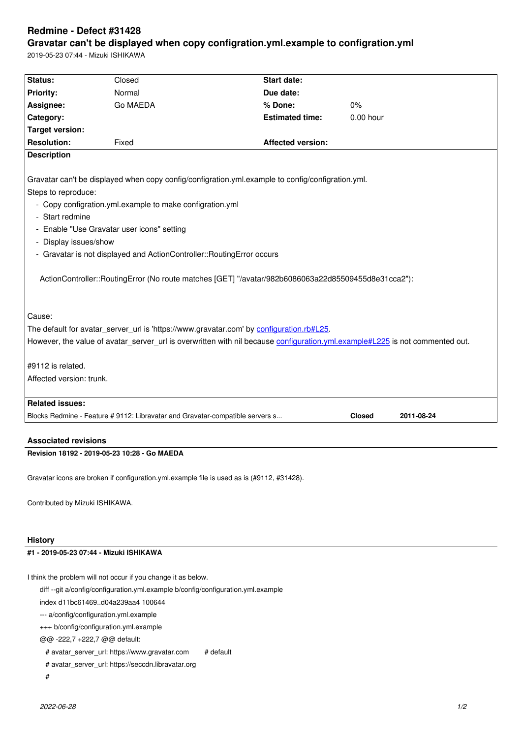# Redmine - Defect #31428

## Gravatar can't be displayed when copy configration.yml.example to configration.yml

2019-05-23 07:44 - Mizuki ISHIKAWA

| Status: | Closed | Start date: | |
|---|---|---|---|
| Priority: | Normal | Due date: | |
| Assignee: | Go MAEDA | % Done: | 0% |
| Category: | | Estimated time: | 0.00 hour |
| Target version: | | | |
| Resolution: | Fixed | Affected version: | |

**Description**

Gravatar can't be displayed when copy config/configration.yml.example to config/configration.yml.

Steps to reproduce:

- Copy configration.yml.example to make configration.yml
- Start redmine
- Enable "Use Gravatar user icons" setting
- Display issues/show
- Gravatar is not displayed and ActionController::RoutingError occurs

```
ActionController::RoutingError (No route matches [GET] "/avatar/982b6086063a22d85509455d8e31cca2"):
```

Cause:

The default for avatar_server_url is 'https://www.gravatar.com' by configuration.rb#L25.

However, the value of avatar_server_url is overwritten with nil because configuration.yml.example#L225 is not commented out.

#9112 is related.

Affected version: trunk.

**Related issues:**

| | | |
|---|---|---|
| Blocks Redmine - Feature # 9112: Libravatar and Gravatar-compatible servers s... | Closed | 2011-08-24 |

### Associated revisions

**Revision 18192 - 2019-05-23 10:28 - Go MAEDA**

Gravatar icons are broken if configuration.yml.example file is used as is (#9112, #31428).

Contributed by Mizuki ISHIKAWA.

### History

**#1 - 2019-05-23 07:44 - Mizuki ISHIKAWA**

I think the problem will not occur if you change it as below.

```
diff --git a/config/configuration.yml.example b/config/configuration.yml.example
index d11bc61469..d04a239aa4 100644
--- a/config/configuration.yml.example
+++ b/config/configuration.yml.example
@@ -222,7 +222,7 @@ default:
   # avatar_server_url: https://www.gravatar.com        # default
   # avatar_server_url: https://seccdn.libravatar.org
   #
```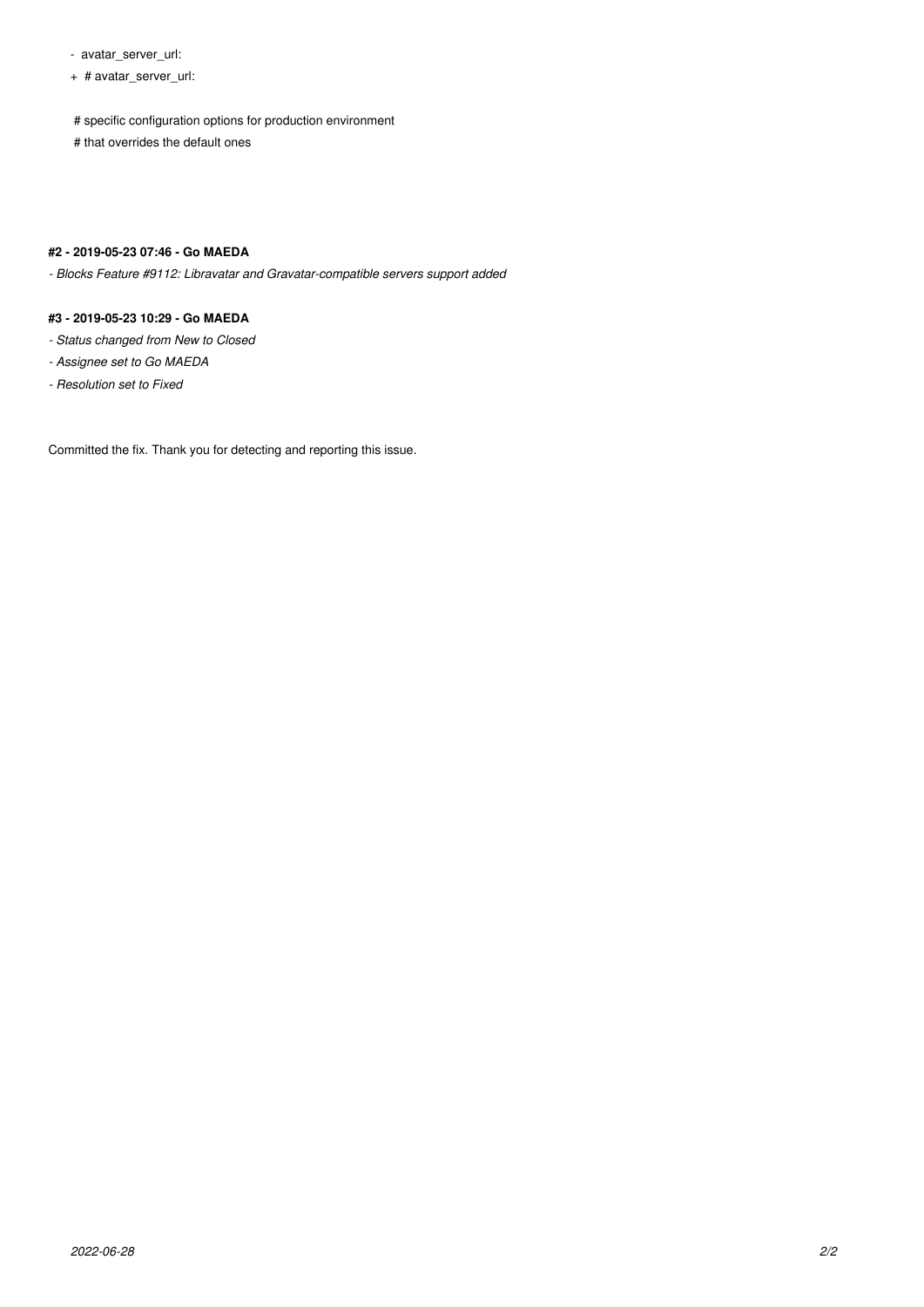```
-  avatar_server_url:
+  # avatar_server_url:

 # specific configuration options for production environment
 # that overrides the default ones
```

**#2 - 2019-05-23 07:46 - Go MAEDA**

*- Blocks Feature #9112: Libravatar and Gravatar-compatible servers support added*

**#3 - 2019-05-23 10:29 - Go MAEDA**

*- Status changed from New to Closed*

*- Assignee set to Go MAEDA*

*- Resolution set to Fixed*

Committed the fix. Thank you for detecting and reporting this issue.